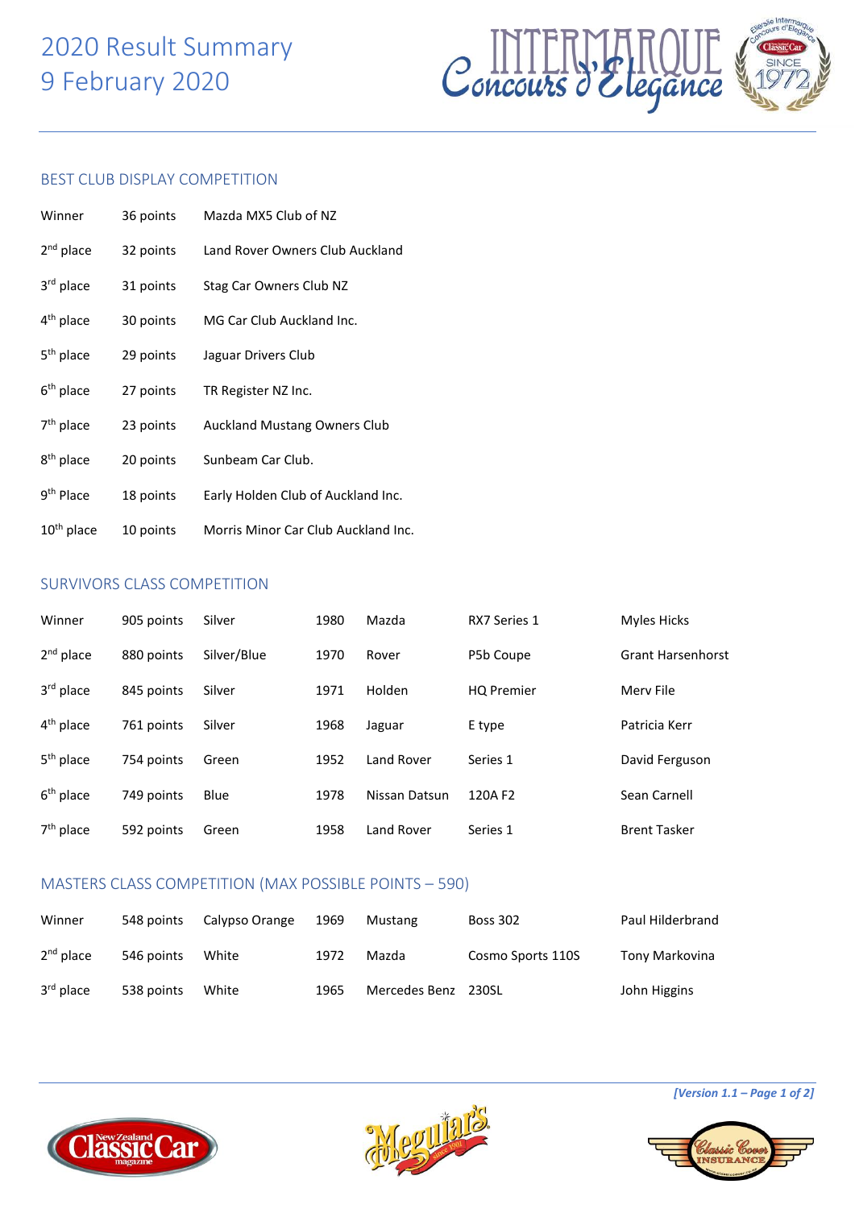# 2020 Result Summary
# 9 February 2020

## BEST CLUB DISPLAY COMPETITION

| | | |
|---|---|---|
| Winner | 36 points | Mazda MX5 Club of NZ |
| 2nd place | 32 points | Land Rover Owners Club Auckland |
| 3rd place | 31 points | Stag Car Owners Club NZ |
| 4th place | 30 points | MG Car Club Auckland Inc. |
| 5th place | 29 points | Jaguar Drivers Club |
| 6th place | 27 points | TR Register NZ Inc. |
| 7th place | 23 points | Auckland Mustang Owners Club |
| 8th place | 20 points | Sunbeam Car Club. |
| 9th Place | 18 points | Early Holden Club of Auckland Inc. |
| 10th place | 10 points | Morris Minor Car Club Auckland Inc. |

## SURVIVORS CLASS COMPETITION

| | | | | | | |
|---|---|---|---|---|---|---|
| Winner | 905 points | Silver | 1980 | Mazda | RX7 Series 1 | Myles Hicks |
| 2nd place | 880 points | Silver/Blue | 1970 | Rover | P5b Coupe | Grant Harsenhorst |
| 3rd place | 845 points | Silver | 1971 | Holden | HQ Premier | Merv File |
| 4th place | 761 points | Silver | 1968 | Jaguar | E type | Patricia Kerr |
| 5th place | 754 points | Green | 1952 | Land Rover | Series 1 | David Ferguson |
| 6th place | 749 points | Blue | 1978 | Nissan Datsun | 120A F2 | Sean Carnell |
| 7th place | 592 points | Green | 1958 | Land Rover | Series 1 | Brent Tasker |

## MASTERS CLASS COMPETITION (MAX POSSIBLE POINTS – 590)

| | | | | | | |
|---|---|---|---|---|---|---|
| Winner | 548 points | Calypso Orange | 1969 | Mustang | Boss 302 | Paul Hilderbrand |
| 2nd place | 546 points | White | 1972 | Mazda | Cosmo Sports 110S | Tony Markovina |
| 3rd place | 538 points | White | 1965 | Mercedes Benz | 230SL | John Higgins |

*[Version 1.1 – Page 1 of 2]*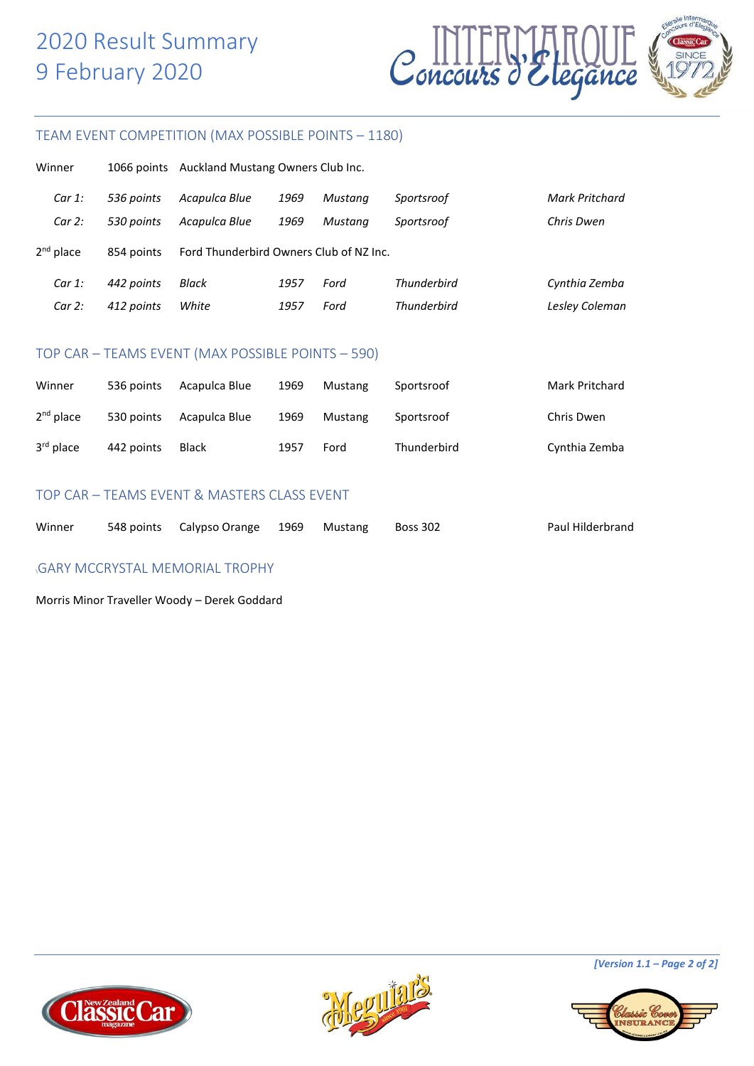# 2020 Result Summary
# 9 February 2020

## TEAM EVENT COMPETITION (MAX POSSIBLE POINTS – 1180)

| | | | | | | |
|---|---|---|---|---|---|---|
| Winner | 1066 points | Auckland Mustang Owners Club Inc. | | | | |
| *Car 1:* | *536 points* | *Acapulca Blue* | *1969* | *Mustang* | *Sportsroof* | *Mark Pritchard* |
| *Car 2:* | *530 points* | *Acapulca Blue* | *1969* | *Mustang* | *Sportsroof* | *Chris Dwen* |
| 2nd place | 854 points | Ford Thunderbird Owners Club of NZ Inc. | | | | |
| *Car 1:* | *442 points* | *Black* | *1957* | *Ford* | *Thunderbird* | *Cynthia Zemba* |
| *Car 2:* | *412 points* | *White* | *1957* | *Ford* | *Thunderbird* | *Lesley Coleman* |

## TOP CAR – TEAMS EVENT (MAX POSSIBLE POINTS – 590)

| | | | | | | |
|---|---|---|---|---|---|---|
| Winner | 536 points | Acapulca Blue | 1969 | Mustang | Sportsroof | Mark Pritchard |
| 2nd place | 530 points | Acapulca Blue | 1969 | Mustang | Sportsroof | Chris Dwen |
| 3rd place | 442 points | Black | 1957 | Ford | Thunderbird | Cynthia Zemba |

## TOP CAR – TEAMS EVENT & MASTERS CLASS EVENT

| | | | | | | |
|---|---|---|---|---|---|---|
| Winner | 548 points | Calypso Orange | 1969 | Mustang | Boss 302 | Paul Hilderbrand |

## GARY MCCRYSTAL MEMORIAL TROPHY

Morris Minor Traveller Woody – Derek Goddard

*[Version 1.1 – Page 2 of 2]*